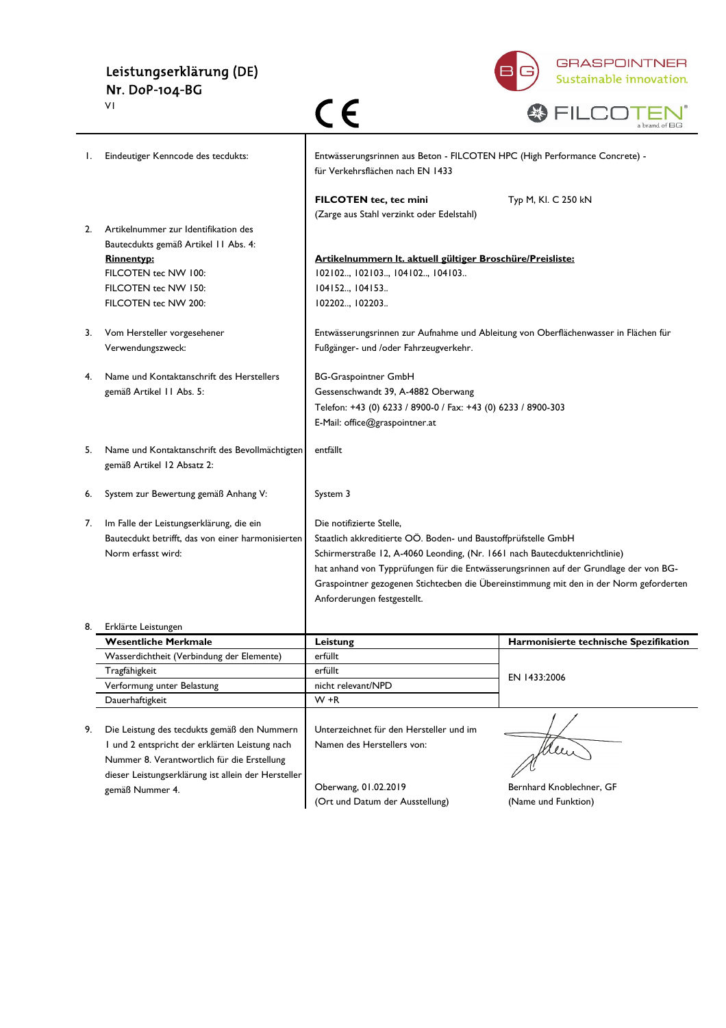# Leistungserklärung (DE)
## Nr. DoP-104-BG

V1

GRASPOINTNER Sustainable innovation.

FILCOTEN® a brand of BG

1. Eindeutiger Kenncode des tecdukts:

Entwässerungsrinnen aus Beton - FILCOTEN HPC (High Performance Concrete) - für Verkehrsflächen nach EN 1433

**FILCOTEN tec, tec mini** Typ M, Kl. C 250 kN
(Zarge aus Stahl verzinkt oder Edelstahl)

2. Artikelnummer zur Identifikation des Bautecdukts gemäß Artikel 11 Abs. 4:

| **Rinnentyp:** | **Artikelnummern lt. aktuell gültiger Broschüre/Preisliste:** |
|---|---|
| FILCOTEN tec NW 100: | 102102.., 102103.., 104102.., 104103.. |
| FILCOTEN tec NW 150: | 104152.., 104153.. |
| FILCOTEN tec NW 200: | 102202.., 102203.. |

3. Vom Hersteller vorgesehener Verwendungszweck:

Entwässerungsrinnen zur Aufnahme und Ableitung von Oberflächenwasser in Flächen für Fußgänger- und /oder Fahrzeugverkehr.

4. Name und Kontaktanschrift des Herstellers gemäß Artikel 11 Abs. 5:

BG-Graspointner GmbH
Gessenschwandt 39, A-4882 Oberwang
Telefon: +43 (0) 6233 / 8900-0 / Fax: +43 (0) 6233 / 8900-303
E-Mail: office@graspointner.at

5. Name und Kontaktanschrift des Bevollmächtigten gemäß Artikel 12 Absatz 2:

entfällt

6. System zur Bewertung gemäß Anhang V:

System 3

7. Im Falle der Leistungserklärung, die ein Bautecdukt betrifft, das von einer harmonisierten Norm erfasst wird:

Die notifizierte Stelle,
Staatlich akkreditierte OÖ. Boden- und Baustoffprüfstelle GmbH
Schirmerstraße 12, A-4060 Leonding, (Nr. 1661 nach Bautecduktenrichtlinie)
hat anhand von Typprüfungen für die Entwässerungsrinnen auf der Grundlage der von BG-Graspointner gezogenen Stichtecben die Übereinstimmung mit den in der Norm geforderten Anforderungen festgestellt.

8. Erklärte Leistungen

| **Wesentliche Merkmale** | **Leistung** | **Harmonisierte technische Spezifikation** |
|---|---|---|
| Wasserdichtheit (Verbindung der Elemente) | erfüllt | EN 1433:2006 |
| Tragfähigkeit | erfüllt | |
| Verformung unter Belastung | nicht relevant/NPD | |
| Dauerhaftigkeit | W +R | |

9. Die Leistung des tecdukts gemäß den Nummern 1 und 2 entspricht der erklärten Leistung nach Nummer 8. Verantwortlich für die Erstellung dieser Leistungserklärung ist allein der Hersteller gemäß Nummer 4.

Unterzeichnet für den Hersteller und im Namen des Herstellers von:

Oberwang, 01.02.2019
(Ort und Datum der Ausstellung)

Bernhard Knoblechner, GF
(Name und Funktion)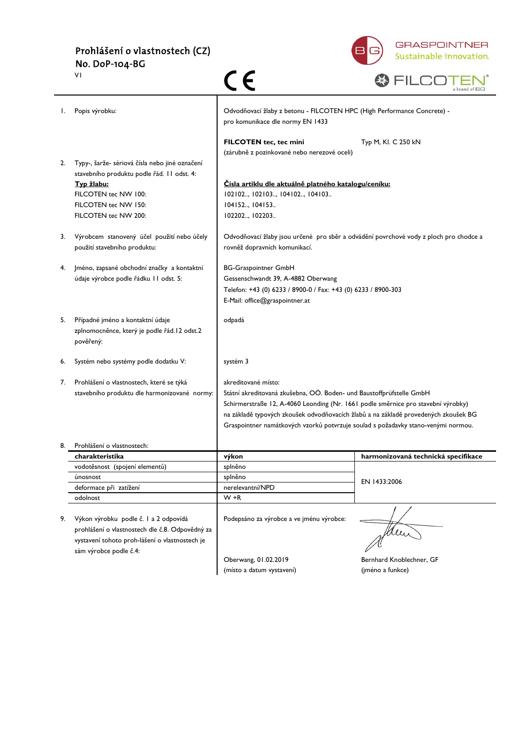# Prohlášení o vlastnostech (CZ)
## No. DoP-104-BG
V1

CE

GRASPOINTNER Sustainable innovation.
FILCOTEN® a brand of BG

1. Popis výrobku:

   Odvodňovací žlaby z betonu - FILCOTEN HPC (High Performance Concrete) - pro komunikace dle normy EN 1433

   **FILCOTEN tec, tec mini** Typ M, Kl. C 250 kN
   (zárubně z pozinkované nebo nerezové oceli)

2. Typy-, šarže- sériová čísla nebo jiné označení stavebního produktu podle řád. 11 odst. 4:

| **Typ žlabu:** | **Čísla artiklu dle aktuálně platného katalogu/ceníku:** |
|---|---|
| FILCOTEN tec NW 100: | 102102.., 102103.., 104102.., 104103.. |
| FILCOTEN tec NW 150: | 104152.., 104153.. |
| FILCOTEN tec NW 200: | 102202.., 102203.. |

3. Výrobcem stanovený účel použití nebo účely použití stavebního produktu:

   Odvodňovací žlaby jsou určené pro sběr a odvádění povrchové vody z ploch pro chodce a rovněž dopravních komunikací.

4. Jméno, zapsané obchodní značky a kontaktní údaje výrobce podle řádku 11 odst. 5:

   BG-Graspointner GmbH
   Gessenschwandt 39, A-4882 Oberwang
   Telefon: +43 (0) 6233 / 8900-0 / Fax: +43 (0) 6233 / 8900-303
   E-Mail: office@graspointner.at

5. Případné jméno a kontaktní údaje zplnomocněnce, který je podle řád.12 odst.2 pověřený:

   odpadá

6. Systém nebo systémy podle dodatku V:

   systém 3

7. Prohlášení o vlastnostech, které se týká stavebního produktu dle harmonizované normy:

   akreditované místo:
   Státní akreditovaná zkušebna, OÖ. Boden- und Baustoffprüfstelle GmbH
   Schirmerstraße 12, A-4060 Leonding (Nr. 1661 podle směrnice pro stavební výrobky)
   na základě typových zkoušek odvodňovacích žlabů a na základě provedených zkoušek BG Graspointner namátkových vzorků potvrzuje soulad s požadavky stano-venými normou.

8. Prohlášení o vlastnostech:

| charakteristika | výkon | harmonizovaná technická specifikace |
|---|---|---|
| vodotěsnost (spojení elementů) | splněno | EN 1433:2006 |
| únosnost | splněno | |
| deformace při zatížení | nerelevantní/NPD | |
| odolnost | W +R | |

9. Výkon výrobku podle č. 1 a 2 odpovídá prohlášení o vlastnostech dle č.8. Odpovědný za vystavení tohoto proh-lášení o vlastnostech je sám výrobce podle č.4:

   Podepsáno za výrobce a ve jménu výrobce:

   Oberwang, 01.02.2019 — Bernhard Knoblechner, GF
   (místo a datum vystavení) — (jméno a funkce)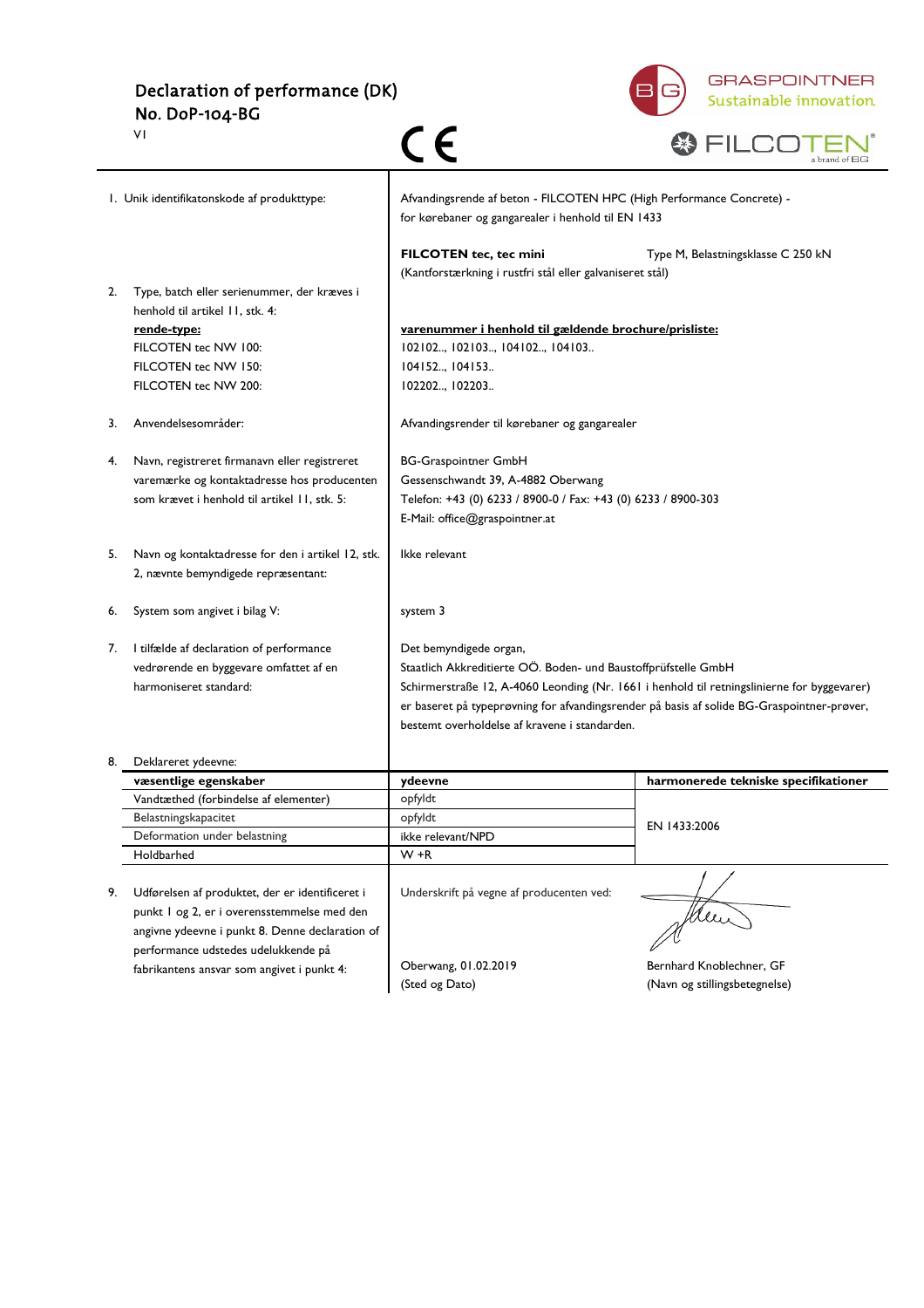# Declaration of performance (DK)

## No. DoP-104-BG

V1

CE

GRASPOINTNER Sustainable innovation.

FILCOTEN® a brand of BG

| | |
|---|---|
| 1. Unik identifikatonskode af produkttype: | Afvandingsrende af beton - FILCOTEN HPC (High Performance Concrete) - for kørebaner og gangarealer i henhold til EN 1433<br><br>**FILCOTEN tec, tec mini** Type M, Belastningsklasse C 250 kN<br>(Kantforstærkning i rustfri stål eller galvaniseret stål) |
| 2. Type, batch eller serienummer, der kræves i henhold til artikel 11, stk. 4:<br>**rende-type:**<br>FILCOTEN tec NW 100:<br>FILCOTEN tec NW 150:<br>FILCOTEN tec NW 200: | **varenummer i henhold til gældende brochure/prisliste:**<br>102102.., 102103.., 104102.., 104103..<br>104152.., 104153..<br>102202.., 102203.. |
| 3. Anvendelsesområder: | Afvandingsrender til kørebaner og gangarealer |
| 4. Navn, registreret firmanavn eller registreret varemærke og kontaktadresse hos producenten som krævet i henhold til artikel 11, stk. 5: | BG-Graspointner GmbH<br>Gessenschwandt 39, A-4882 Oberwang<br>Telefon: +43 (0) 6233 / 8900-0 / Fax: +43 (0) 6233 / 8900-303<br>E-Mail: office@graspointner.at |
| 5. Navn og kontaktadresse for den i artikel 12, stk. 2, nævnte bemyndigede repræsentant: | Ikke relevant |
| 6. System som angivet i bilag V: | system 3 |
| 7. I tilfælde af declaration of performance vedrørende en byggevare omfattet af en harmoniseret standard: | Det bemyndigede organ,<br>Staatlich Akkreditierte OÖ. Boden- und Baustoffprüfstelle GmbH<br>Schirmerstraße 12, A-4060 Leonding (Nr. 1661 i henhold til retningslinierne for byggevarer)<br>er baseret på typeprøvning for afvandingsrender på basis af solide BG-Graspointner-prøver, bestemt overholdelse af kravene i standarden. |

8. Deklareret ydeevne:

| **væsentlige egenskaber** | **ydeevne** | **harmonerede tekniske specifikationer** |
|---|---|---|
| Vandtæthed (forbindelse af elementer) | opfyldt | EN 1433:2006 |
| Belastningskapacitet | opfyldt | |
| Deformation under belastning | ikke relevant/NPD | |
| Holdbarhed | W +R | |

| | | |
|---|---|---|
| 9. Udførelsen af produktet, der er identificeret i punkt 1 og 2, er i overensstemmelse med den angivne ydeevne i punkt 8. Denne declaration of performance udstedes udelukkende på fabrikantens ansvar som angivet i punkt 4: | Underskrift på vegne af producenten ved:<br><br>Oberwang, 01.02.2019<br>(Sted og Dato) | Bernhard Knoblechner, GF<br>(Navn og stillingsbetegnelse) |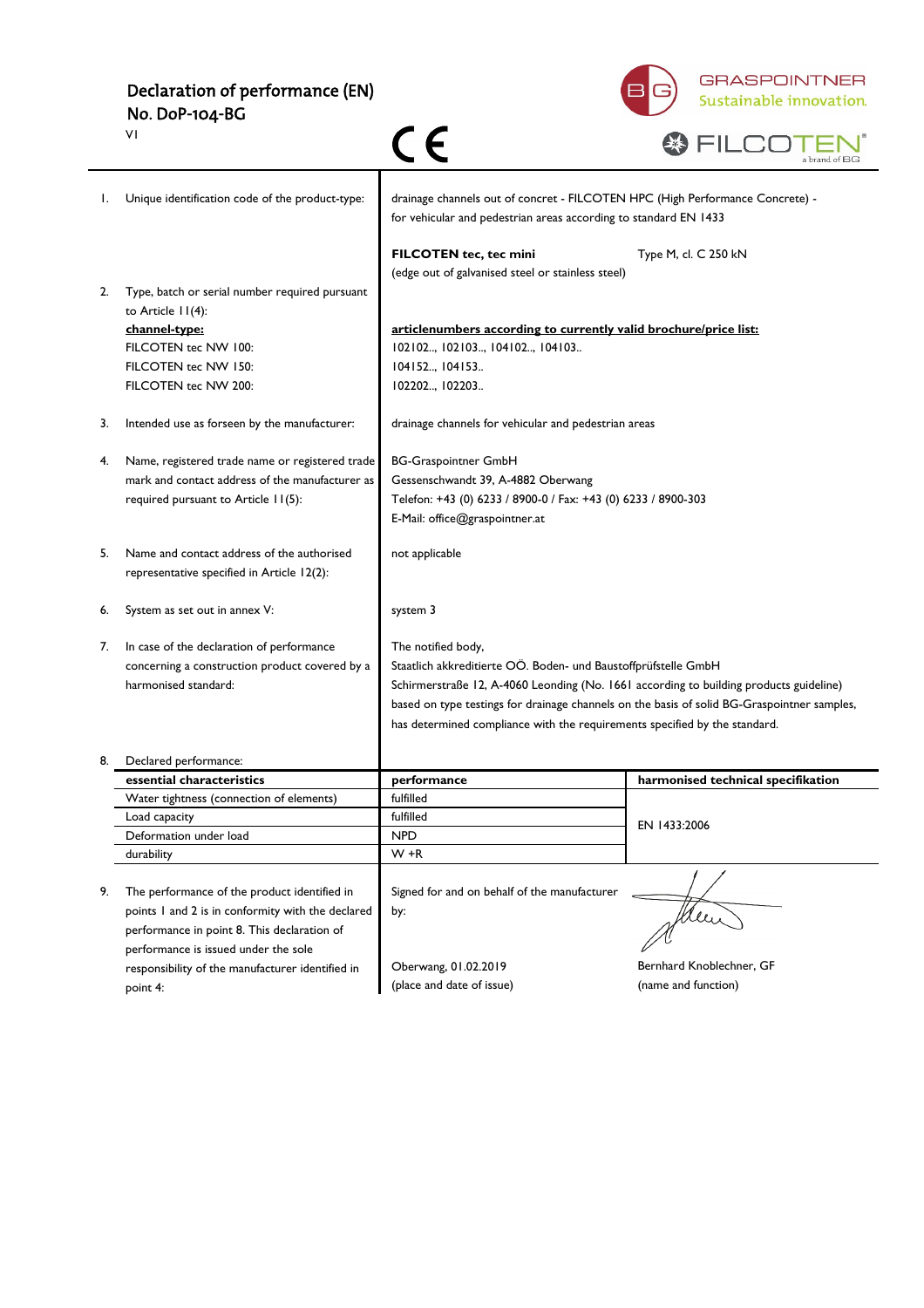# Declaration of performance (EN)
## No. DoP-104-BG

VI

CE

GRASPOINTNER
Sustainable innovation.

FILCOTEN®
a brand of BG

| | | |
|---|---|---|
| 1. | Unique identification code of the product-type: | drainage channels out of concrete - FILCOTEN HPC (High Performance Concrete) - for vehicular and pedestrian areas according to standard EN 1433<br><br>**FILCOTEN tec, tec mini** Type M, cl. C 250 kN<br>(edge out of galvanised steel or stainless steel) |
| 2. | Type, batch or serial number required pursuant to Article 11(4):<br>**channel-type:**<br>FILCOTEN tec NW 100:<br>FILCOTEN tec NW 150:<br>FILCOTEN tec NW 200: | **articlenumbers according to currently valid brochure/price list:**<br>102102.., 102103.., 104102.., 104103..<br>104152.., 104153..<br>102202.., 102203.. |
| 3. | Intended use as forseen by the manufacturer: | drainage channels for vehicular and pedestrian areas |
| 4. | Name, registered trade name or registered trade mark and contact address of the manufacturer as required pursuant to Article 11(5): | BG-Graspointner GmbH<br>Gessenschwandt 39, A-4882 Oberwang<br>Telefon: +43 (0) 6233 / 8900-0 / Fax: +43 (0) 6233 / 8900-303<br>E-Mail: office@graspointner.at |
| 5. | Name and contact address of the authorised representative specified in Article 12(2): | not applicable |
| 6. | System as set out in annex V: | system 3 |
| 7. | In case of the declaration of performance concerning a construction product covered by a harmonised standard: | The notified body,<br>Staatlich akkreditierte OÖ. Boden- und Baustoffprüfstelle GmbH<br>Schirmerstraße 12, A-4060 Leonding (No. 1661 according to building products guideline)<br>based on type testings for drainage channels on the basis of solid BG-Graspointner samples, has determined compliance with the requirements specified by the standard. |

8. Declared performance:

| essential characteristics | performance | harmonised technical specifikation |
|---|---|---|
| Water tightness (connection of elements) | fulfilled | EN 1433:2006 |
| Load capacity | fulfilled | |
| Deformation under load | NPD | |
| durability | W +R | |

9. The performance of the product identified in points 1 and 2 is in conformity with the declared performance in point 8. This declaration of performance is issued under the sole responsibility of the manufacturer identified in point 4:

Signed for and on behalf of the manufacturer by:

Oberwang, 01.02.2019
(place and date of issue)

Bernhard Knoblechner, GF
(name and function)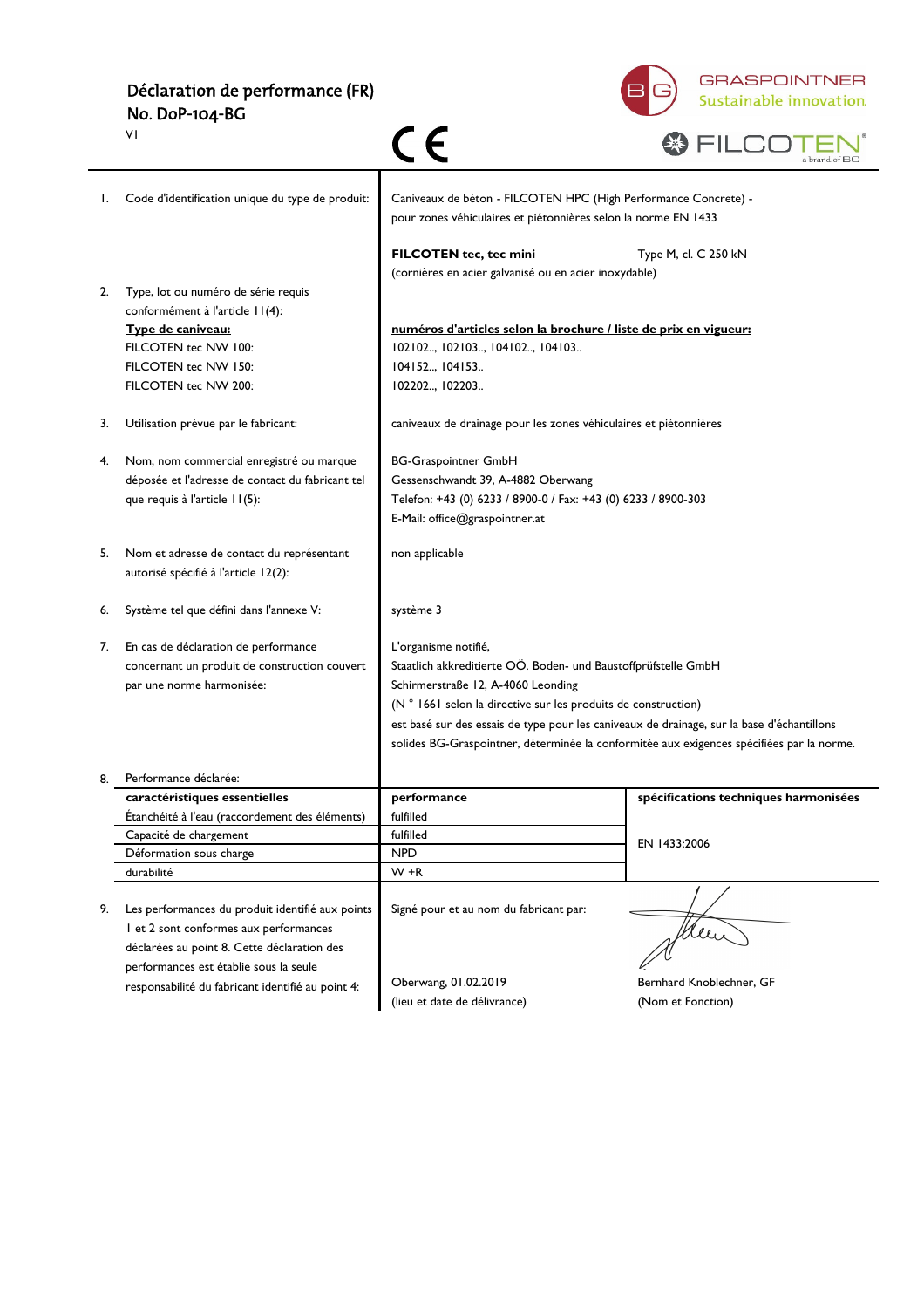# Déclaration de performance (FR)

## No. DoP-104-BG

V1

CE

GRASPOINTNER Sustainable innovation.

FILCOTEN® a brand of BG

1. Code d'identification unique du type de produit:

   Caniveaux de béton - FILCOTEN HPC (High Performance Concrete) - pour zones véhiculaires et piétonnières selon la norme EN 1433

   **FILCOTEN tec, tec mini** Type M, cl. C 250 kN
   (cornières en acier galvanisé ou en acier inoxydable)

2. Type, lot ou numéro de série requis conformément à l'article 11(4):

   | **Type de caniveau:** | **numéros d'articles selon la brochure / liste de prix en vigueur:** |
   |---|---|
   | FILCOTEN tec NW 100: | 102102.., 102103.., 104102.., 104103.. |
   | FILCOTEN tec NW 150: | 104152.., 104153.. |
   | FILCOTEN tec NW 200: | 102202.., 102203.. |

3. Utilisation prévue par le fabricant:

   caniveaux de drainage pour les zones véhiculaires et piétonnières

4. Nom, nom commercial enregistré ou marque déposée et l'adresse de contact du fabricant tel que requis à l'article 11(5):

   BG-Graspointner GmbH
   Gessenschwandt 39, A-4882 Oberwang
   Telefon: +43 (0) 6233 / 8900-0 / Fax: +43 (0) 6233 / 8900-303
   E-Mail: office@graspointner.at

5. Nom et adresse de contact du représentant autorisé spécifié à l'article 12(2):

   non applicable

6. Système tel que défini dans l'annexe V:

   système 3

7. En cas de déclaration de performance concernant un produit de construction couvert par une norme harmonisée:

   L'organisme notifié,
   Staatlich akkreditierte OÖ. Boden- und Baustoffprüfstelle GmbH
   Schirmerstraße 12, A-4060 Leonding
   (N ° 1661 selon la directive sur les produits de construction)
   est basé sur des essais de type pour les caniveaux de drainage, sur la base d'échantillons solides BG-Graspointner, déterminée la conformitée aux exigences spécifiées par la norme.

8. Performance déclarée:

| caractéristiques essentielles | performance | spécifications techniques harmonisées |
|---|---|---|
| Étanchéité à l'eau (raccordement des éléments) | fulfilled | EN 1433:2006 |
| Capacité de chargement | fulfilled | |
| Déformation sous charge | NPD | |
| durabilité | W +R | |

9. Les performances du produit identifié aux points 1 et 2 sont conformes aux performances déclarées au point 8. Cette déclaration des performances est établie sous la seule responsabilité du fabricant identifié au point 4:

   Signé pour et au nom du fabricant par:

   Oberwang, 01.02.2019
   (lieu et date de délivrance)

   Bernhard Knoblechner, GF
   (Nom et Fonction)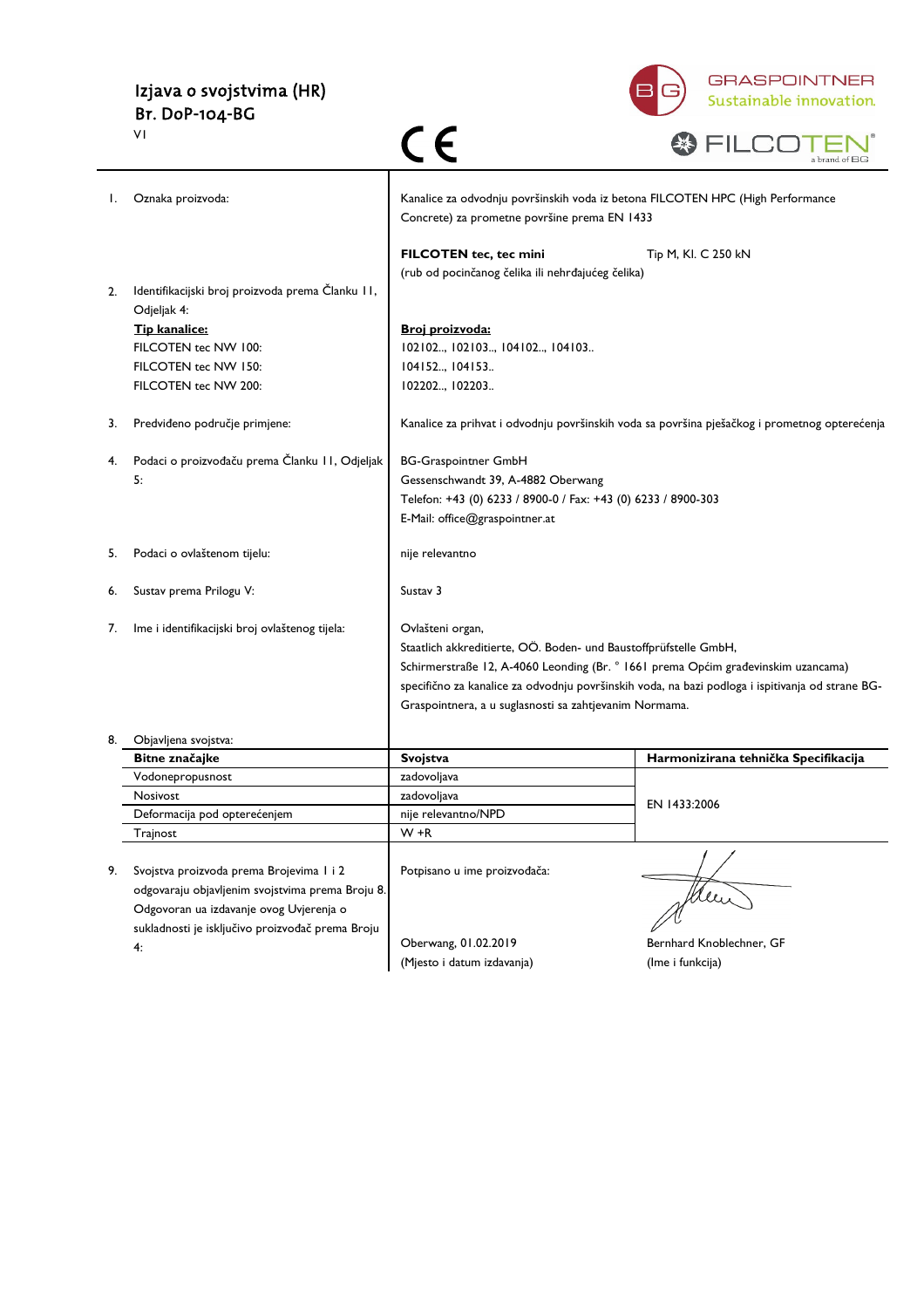# Izjava o svojstvima (HR)
## Br. DoP-104-BG
VI

GRASPOINTNER Sustainable innovation.

FILCOTEN® a brand of BG

CE

| | | | |
|---|---|---|---|
| 1. | Oznaka proizvoda: | Kanalice za odvodnju površinskih voda iz betona FILCOTEN HPC (High Performance Concrete) za prometne površine prema EN 1433<br><br>**FILCOTEN tec, tec mini** Tip M, Kl. C 250 kN<br>(rub od pocinčanog čelika ili nehrđajućeg čelika) | |
| 2. | Identifikacijski broj proizvoda prema Članku 11, Odjeljak 4:<br>**Tip kanalice:**<br>FILCOTEN tec NW 100:<br>FILCOTEN tec NW 150:<br>FILCOTEN tec NW 200: | **Broj proizvoda:**<br>102102.., 102103.., 104102.., 104103..<br>104152.., 104153..<br>102202.., 102203.. | |
| 3. | Predviđeno područje primjene: | Kanalice za prihvat i odvodnju površinskih voda sa površina pješačkog i prometnog opterećenja | |
| 4. | Podaci o proizvođaču prema Članku 11, Odjeljak 5: | BG-Graspointner GmbH<br>Gessenschwandt 39, A-4882 Oberwang<br>Telefon: +43 (0) 6233 / 8900-0 / Fax: +43 (0) 6233 / 8900-303<br>E-Mail: office@graspointner.at | |
| 5. | Podaci o ovlaštenom tijelu: | nije relevantno | |
| 6. | Sustav prema Prilogu V: | Sustav 3 | |
| 7. | Ime i identifikacijski broj ovlaštenog tijela: | Ovlašteni organ,<br>Staatlich akkreditierte, OÖ. Boden- und Baustoffprüfstelle GmbH,<br>Schirmerstraße 12, A-4060 Leonding (Br. ° 1661 prema Općim građevinskim uzancama) specifično za kanalice za odvodnju površinskih voda, na bazi podloga i ispitivanja od strane BG-Graspointnera, a u suglasnosti sa zahtjevanim Normama. | |
| 8. | Objavljena svojstva: | | |

| Bitne značajke | Svojstva | Harmonizirana tehnička Specifikacija |
|---|---|---|
| Vodonepropusnost | zadovoljava | EN 1433:2006 |
| Nosivost | zadovoljava | |
| Deformacija pod opterećenjem | nije relevantno/NPD | |
| Trajnost | W +R | |

9. Svojstva proizvoda prema Brojevima 1 i 2 odgovaraju objavljenim svojstvima prema Broju 8. Odgovoran ua izdavanje ovog Uvjerenja o sukladnosti je isključivo proizvođač prema Broju 4:

Potpisano u ime proizvođača:

Oberwang, 01.02.2019
(Mjesto i datum izdavanja)

Bernhard Knoblechner, GF
(Ime i funkcija)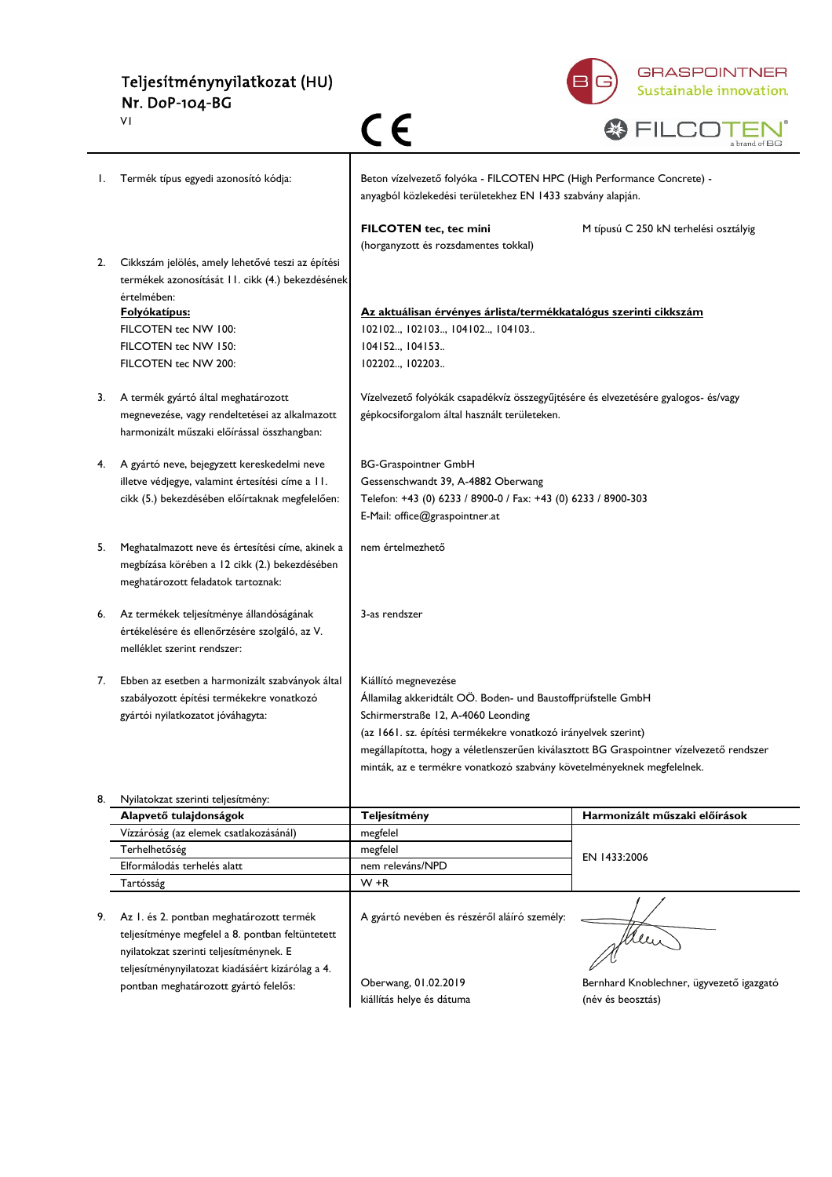# Teljesítménynyilatkozat (HU)
## Nr. DoP-104-BG

VI

CE

GRASPOINTNER
Sustainable innovation.

FILCOTEN® a brand of BG

1. Termék típus egyedi azonosító kódja:

   Beton vízelvezető folyóka - FILCOTEN HPC (High Performance Concrete) - anyagból közlekedési területekhez EN 1433 szabvány alapján.

   **FILCOTEN tec, tec mini** (horganyzott és rozsdamentes tokkal) — M típusú C 250 kN terhelési osztályig

2. Cikkszám jelölés, amely lehetővé teszi az építési termékek azonosítását 11. cikk (4.) bekezdésének értelmében:

| **Folyókatípus:** | **Az aktuálisan érvényes árlista/termékkatalógus szerinti cikkszám** |
|---|---|
| FILCOTEN tec NW 100: | 102102.., 102103.., 104102.., 104103.. |
| FILCOTEN tec NW 150: | 104152.., 104153.. |
| FILCOTEN tec NW 200: | 102202.., 102203.. |

3. A termék gyártó által meghatározott megnevezése, vagy rendeltetései az alkalmazott harmonizált műszaki előírással összhangban:

   Vízelvezető folyókák csapadékvíz összegyűjtésére és elvezetésére gyalogos- és/vagy gépkocsiforgalom által használt területeken.

4. A gyártó neve, bejegyzett kereskedelmi neve illetve védjegye, valamint értesítési címe a 11. cikk (5.) bekezdésében előírtaknak megfelelően:

   BG-Graspointner GmbH
   Gessenschwandt 39, A-4882 Oberwang
   Telefon: +43 (0) 6233 / 8900-0 / Fax: +43 (0) 6233 / 8900-303
   E-Mail: office@graspointner.at

5. Meghatalmazott neve és értesítési címe, akinek a megbízása körében a 12 cikk (2.) bekezdésében meghatározott feladatok tartoznak:

   nem értelmezhető

6. Az termékek teljesítménye állandóságának értékelésére és ellenőrzésére szolgáló, az V. melléklet szerint rendszer:

   3-as rendszer

7. Ebben az esetben a harmonizált szabványok által szabályozott építési termékekre vonatkozó gyártói nyilatkozatot jóváhagyta:

   Kiállító megnevezése
   Államilag akkeridtált OÖ. Boden- und Baustoffprüfstelle GmbH
   Schirmerstraße 12, A-4060 Leonding
   (az 1661. sz. építési termékekre vonatkozó irányelvek szerint)
   megállapította, hogy a véletlenszerűen kiválasztott BG Graspointner vízelvezető rendszer minták, az e termékre vonatkozó szabvány követelményeknek megfelelnek.

8. Nyilatkozat szerinti teljesítmény:

| **Alapvető tulajdonságok** | **Teljesítmény** | **Harmonizált műszaki előírások** |
|---|---|---|
| Vízzáróság (az elemek csatlakozásánál) | megfelel | |
| Terhelhetőség | megfelel | EN 1433:2006 |
| Elformálodás terhelés alatt | nem releváns/NPD | |
| Tartósság | W +R | |

9. Az 1. és 2. pontban meghatározott termék teljesítménye megfelel a 8. pontban feltüntetett nyilatkozat szerinti teljesítménynek. E teljesítménynyilatozat kiadásáért kizárólag a 4. pontban meghatározott gyártó felelős:

   A gyártó nevében és részéről aláíró személy:

   Oberwang, 01.02.2019
   kiállítás helye és dátuma

   Bernhard Knoblechner, ügyvezető igazgató
   (név és beosztás)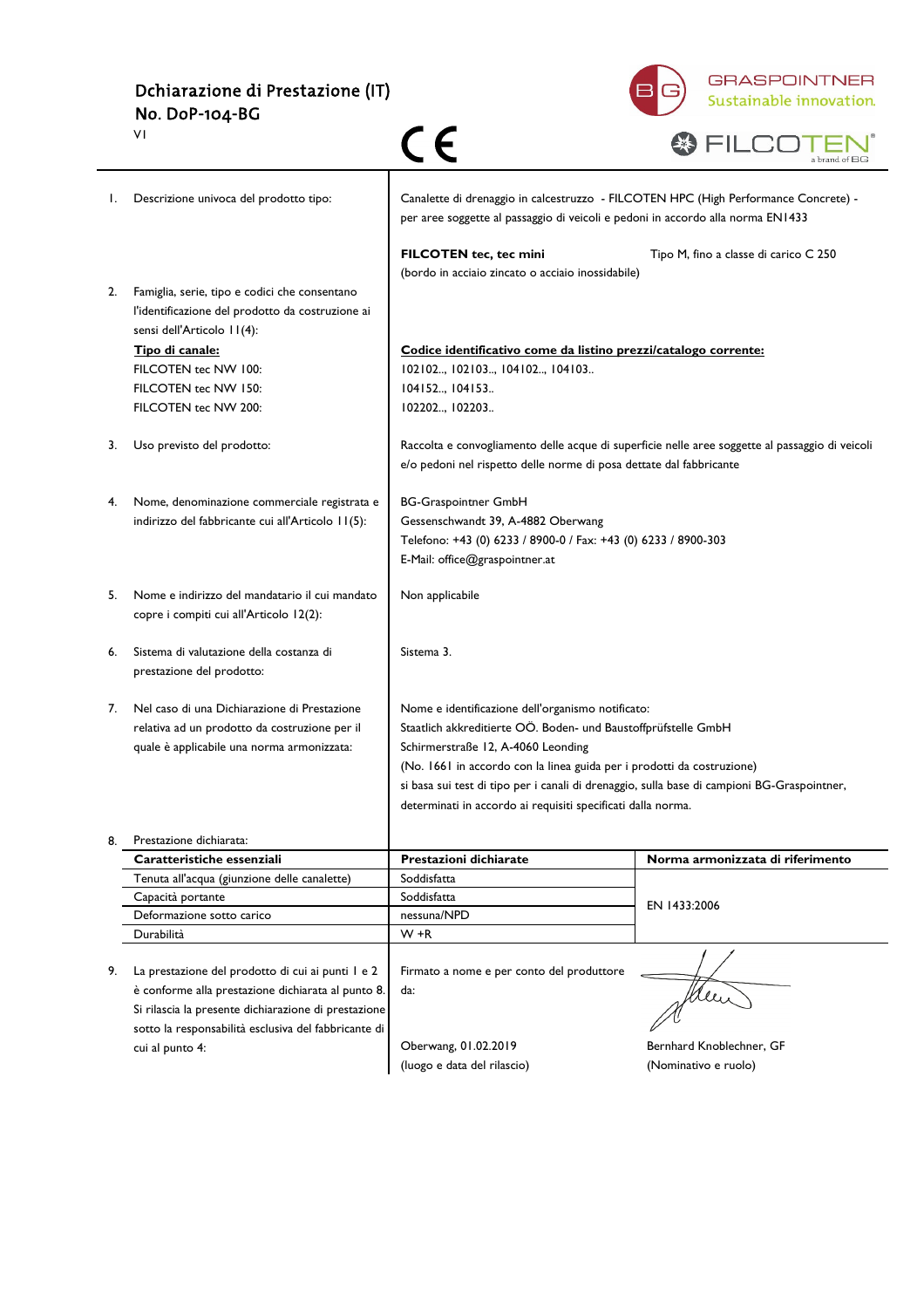# Dchiarazione di Prestazione (IT)
## No. DoP-104-BG

V1

GRASPOINTNER Sustainable innovation.

FILCOTEN® a brand of BG

| | | |
|---|---|---|
| 1. | Descrizione univoca del prodotto tipo: | Canalette di drenaggio in calcestruzzo - FILCOTEN HPC (High Performance Concrete) - per aree soggette al passaggio di veicoli e pedoni in accordo alla norma EN1433 |
| | | **FILCOTEN tec, tec mini** Tipo M, fino a classe di carico C 250 (bordo in acciaio zincato o acciaio inossidabile) |
| 2. | Famiglia, serie, tipo e codici che consentano l'identificazione del prodotto da costruzione ai sensi dell'Articolo 11(4): | |
| | **Tipo di canale:** | **Codice identificativo come da listino prezzi/catalogo corrente:** |
| | FILCOTEN tec NW 100: | 102102.., 102103.., 104102.., 104103.. |
| | FILCOTEN tec NW 150: | 104152.., 104153.. |
| | FILCOTEN tec NW 200: | 102202.., 102203.. |
| 3. | Uso previsto del prodotto: | Raccolta e convogliamento delle acque di superficie nelle aree soggette al passaggio di veicoli e/o pedoni nel rispetto delle norme di posa dettate dal fabbricante |
| 4. | Nome, denominazione commerciale registrata e indirizzo del fabbricante cui all'Articolo 11(5): | BG-Graspointner GmbH<br>Gessenschwandt 39, A-4882 Oberwang<br>Telefono: +43 (0) 6233 / 8900-0 / Fax: +43 (0) 6233 / 8900-303<br>E-Mail: office@graspointner.at |
| 5. | Nome e indirizzo del mandatario il cui mandato copre i compiti cui all'Articolo 12(2): | Non applicabile |
| 6. | Sistema di valutazione della costanza di prestazione del prodotto: | Sistema 3. |
| 7. | Nel caso di una Dichiarazione di Prestazione relativa ad un prodotto da costruzione per il quale è applicabile una norma armonizzata: | Nome e identificazione dell'organismo notificato:<br>Staatlich akkreditierte OÖ. Boden- und Baustoffprüfstelle GmbH<br>Schirmerstraße 12, A-4060 Leonding<br>(No. 1661 in accordo con la linea guida per i prodotti da costruzione)<br>si basa sui test di tipo per i canali di drenaggio, sulla base di campioni BG-Graspointner, determinati in accordo ai requisiti specificati dalla norma. |

8. Prestazione dichiarata:

| Caratteristiche essenziali | Prestazioni dichiarate | Norma armonizzata di riferimento |
|---|---|---|
| Tenuta all'acqua (giunzione delle canalette) | Soddisfatta | |
| Capacità portante | Soddisfatta | EN 1433:2006 |
| Deformazione sotto carico | nessuna/NPD | |
| Durabilità | W +R | |

9. La prestazione del prodotto di cui ai punti 1 e 2 è conforme alla prestazione dichiarata al punto 8. Si rilascia la presente dichiarazione di prestazione sotto la responsabilità esclusiva del fabbricante di cui al punto 4:

Firmato a nome e per conto del produttore da:

Oberwang, 01.02.2019 — Bernhard Knoblechner, GF

(luogo e data del rilascio) — (Nominativo e ruolo)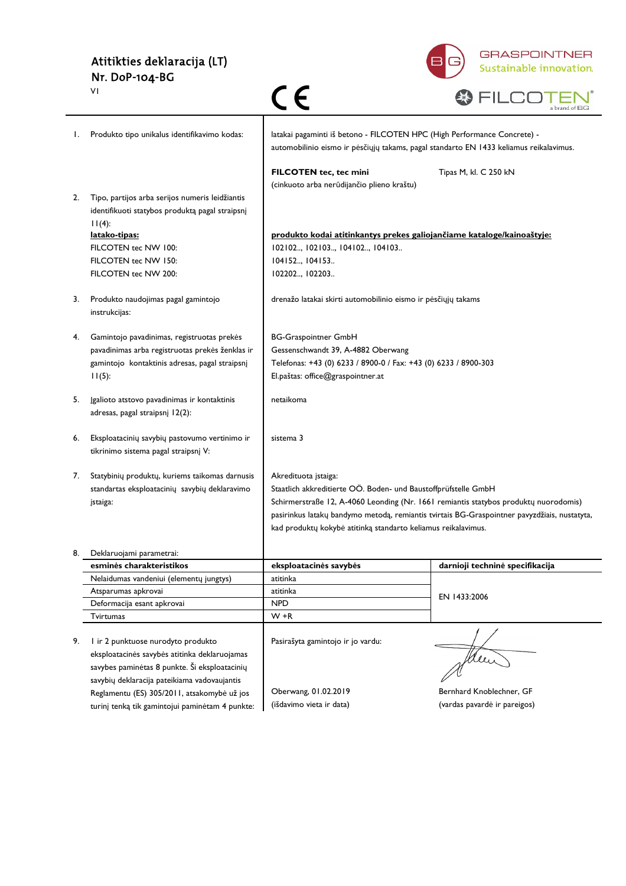# Atitikties deklaracija (LT)
## Nr. DoP-104-BG
V1

GRASPOINTNER
Sustainable innovation.

FILCOTEN® a brand of BG

CE

1. Produkto tipo unikalus identifikavimo kodas:

latakai pagaminti iš betono - FILCOTEN HPC (High Performance Concrete) - automobilinio eismo ir pėsčiųjų takams, pagal standarto EN 1433 keliamus reikalavimus.

**FILCOTEN tec, tec mini** (cinkuoto arba nerūdijančio plieno kraštu) — Tipas M, kl. C 250 kN

2. Tipo, partijos arba serijos numeris leidžiantis identifikuoti statybos produktą pagal straipsnį 11(4):

| **latako-tipas:** | **produkto kodai atitinkantys prekes galiojančiame kataloge/kainoaštyje:** |
|---|---|
| FILCOTEN tec NW 100: | 102102.., 102103.., 104102.., 104103.. |
| FILCOTEN tec NW 150: | 104152.., 104153.. |
| FILCOTEN tec NW 200: | 102202.., 102203.. |

3. Produkto naudojimas pagal gamintojo instrukcijas:

drenažo latakai skirti automobilinio eismo ir pėsčiųjų takams

4. Gamintojo pavadinimas, registruotas prekės pavadinimas arba registruotas prekės ženklas ir gamintojo kontaktinis adresas, pagal straipsnį 11(5):

BG-Graspointner GmbH
Gessenschwandt 39, A-4882 Oberwang
Telefonas: +43 (0) 6233 / 8900-0 / Fax: +43 (0) 6233 / 8900-303
El.paštas: office@graspointner.at

5. Įgalioto atstovo pavadinimas ir kontaktinis adresas, pagal straipsnį 12(2):

netaikoma

6. Eksploatacinių savybių pastovumo vertinimo ir tikrinimo sistema pagal straipsnį V:

sistema 3

7. Statybinių produktų, kuriems taikomas darnusis standartas eksploatacinių savybių deklaravimo įstaiga:

Akredituota įstaiga:
Staatlich akkreditierte OÖ. Boden- und Baustoffprüfstelle GmbH
Schirmerstraße 12, A-4060 Leonding (Nr. 1661 remiantis statybos produktų nuorodomis) pasirinkus latakų bandymo metodą, remiantis tvirtais BG-Graspointner pavyzdžiais, nustatyta, kad produktų kokybė atitinką standarto keliamus reikalavimus.

8. Deklaruojami parametrai:

| esminės charakteristikos | eksploatacinės savybės | darnioji techninė specifikacija |
|---|---|---|
| Nelaidumas vandeniui (elementų jungtys) | atitinka | EN 1433:2006 |
| Atsparumas apkrovai | atitinka | |
| Deformacija esant apkrovai | NPD | |
| Tvirtumas | W +R | |

9. 1 ir 2 punktuose nurodyto produkto eksploatacinės savybės atitinka deklaruojamas savybes paminėtas 8 punkte. Ši eksploatacinių savybių deklaracija pateikiama vadovaujantis Reglamentu (ES) 305/2011, atsakomybė už jos turinį tenką tik gamintojui paminėtam 4 punkte:

Pasirašyta gamintojo ir jo vardu:

Oberwang, 01.02.2019
(išdavimo vieta ir data)

Bernhard Knoblechner, GF
(vardas pavardė ir pareigos)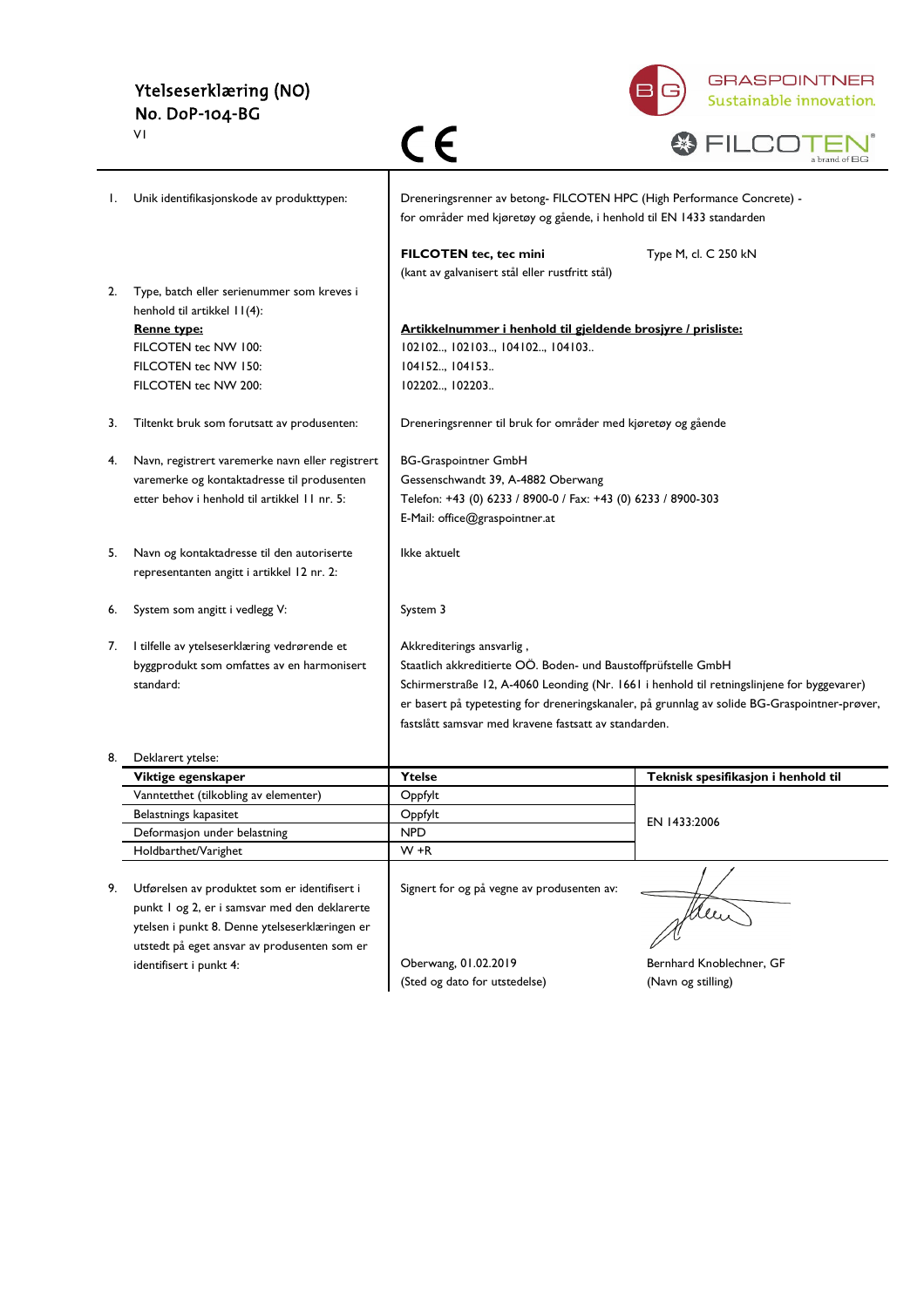# Ytelseserklæring (NO)

## No. DoP-104-BG

V1

GRASPOINTNER
Sustainable innovation.

FILCOTEN® a brand of BG

1. Unik identifikasjonskode av produkttypen:

Dreneringsrenner av betong- FILCOTEN HPC (High Performance Concrete) - for områder med kjøretøy og gående, i henhold til EN 1433 standarden

**FILCOTEN tec, tec mini** (kant av galvanisert stål eller rustfritt stål) — Type M, cl. C 250 kN

2. Type, batch eller serienummer som kreves i henhold til artikkel 11(4):

| **Renne type:** | **Artikkelnummer i henhold til gjeldende brosjyre / prisliste:** |
|---|---|
| FILCOTEN tec NW 100: | 102102.., 102103.., 104102.., 104103.. |
| FILCOTEN tec NW 150: | 104152.., 104153.. |
| FILCOTEN tec NW 200: | 102202.., 102203.. |

3. Tiltenkt bruk som forutsatt av produsenten:

Dreneringsrenner til bruk for områder med kjøretøy og gående

4. Navn, registrert varemerke navn eller registrert varemerke og kontaktadresse til produsenten etter behov i henhold til artikkel 11 nr. 5:

BG-Graspointner GmbH
Gessenschwandt 39, A-4882 Oberwang
Telefon: +43 (0) 6233 / 8900-0 / Fax: +43 (0) 6233 / 8900-303
E-Mail: office@graspointner.at

5. Navn og kontaktadresse til den autoriserte representanten angitt i artikkel 12 nr. 2:

Ikke aktuelt

6. System som angitt i vedlegg V:

System 3

7. I tilfelle av ytelseserklæring vedrørende et byggprodukt som omfattes av en harmonisert standard:

Akkrediterings ansvarlig ,
Staatlich akkreditierte OÖ. Boden- und Baustoffprüfstelle GmbH
Schirmerstraße 12, A-4060 Leonding (Nr. 1661 i henhold til retningslinjene for byggevarer)
er basert på typetesting for dreneringskanaler, på grunnlag av solide BG-Graspointner-prøver, fastslått samsvar med kravene fastsatt av standarden.

8. Deklarert ytelse:

| Viktige egenskaper | Ytelse | Teknisk spesifikasjon i henhold til |
|---|---|---|
| Vanntetthet (tilkobling av elementer) | Oppfylt | EN 1433:2006 |
| Belastnings kapasitet | Oppfylt | |
| Deformasjon under belastning | NPD | |
| Holdbarhet/Varighet | W +R | |

9. Utførelsen av produktet som er identifisert i punkt 1 og 2, er i samsvar med den deklarerte ytelsen i punkt 8. Denne ytelseserklæringen er utstedt på eget ansvar av produsenten som er identifisert i punkt 4:

Signert for og på vegne av produsenten av:

Oberwang, 01.02.2019
(Sted og dato for utstedelse)

Bernhard Knoblechner, GF
(Navn og stilling)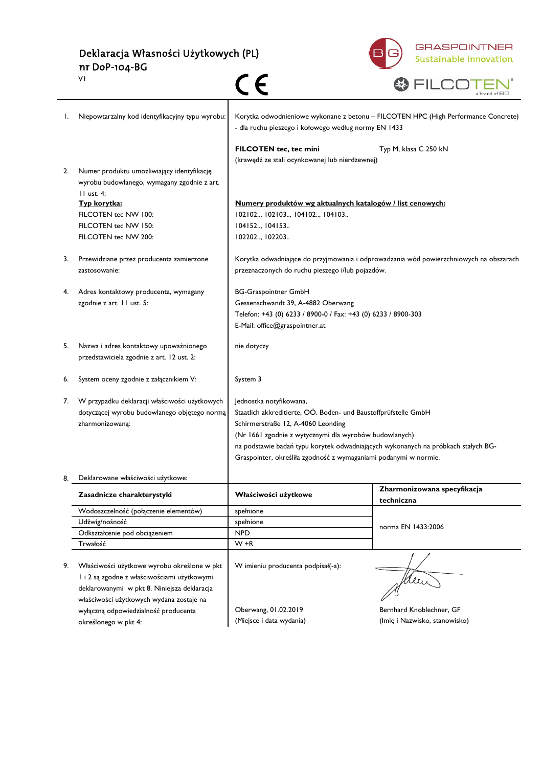# Deklaracja Własności Użytkowych (PL)
## nr DoP-104-BG

VI

GRASPOINTNER Sustainable innovation.

FILCOTEN® a brand of BG

CE

1. Niepowtarzalny kod identyfikacyjny typu wyrobu: Korytka odwodnieniowe wykonane z betonu – FILCOTEN HPC (High Performance Concrete) - dla ruchu pieszego i kołowego według normy EN 1433

   **FILCOTEN tec, tec mini** Typ M, klasa C 250 kN
   (krawędź ze stali ocynkowanej lub nierdzewnej)

2. Numer produktu umożliwiający identyfikację wyrobu budowlanego, wymagany zgodnie z art. 11 ust. 4:

   | **Typ korytka:** | **Numery produktów wg aktualnych katalogów / list cenowych:** |
   |---|---|
   | FILCOTEN tec NW 100: | 102102.., 102103.., 104102.., 104103.. |
   | FILCOTEN tec NW 150: | 104152.., 104153.. |
   | FILCOTEN tec NW 200: | 102202.., 102203.. |

3. Przewidziane przez producenta zamierzone zastosowanie: Korytka odwadniające do przyjmowania i odprowadzania wód powierzchniowych na obszarach przeznaczonych do ruchu pieszego i/lub pojazdów.

4. Adres kontaktowy producenta, wymagany zgodnie z art. 11 ust. 5:
   BG-Graspointner GmbH
   Gessenschwandt 39, A-4882 Oberwang
   Telefon: +43 (0) 6233 / 8900-0 / Fax: +43 (0) 6233 / 8900-303
   E-Mail: office@graspointner.at

5. Nazwa i adres kontaktowy upoważnionego przedstawiciela zgodnie z art. 12 ust. 2: nie dotyczy

6. System oceny zgodnie z załącznikiem V: System 3

7. W przypadku deklaracji właściwości użytkowych dotyczącej wyrobu budowlanego objętego normą zharmonizowaną:
   Jednostka notyfikowana,
   Staatlich akkreditierte, OÖ. Boden- und Baustoffprüfstelle GmbH
   Schirmerstraße 12, A-4060 Leonding
   (Nr 1661 zgodnie z wytycznymi dla wyrobów budowlanych)
   na podstawie badań typu korytek odwadniających wykonanych na próbkach stałych BG-Graspointer, określiła zgodność z wymaganiami podanymi w normie.

8. Deklarowane właściwości użytkowe:

| **Zasadnicze charakterystyki** | **Właściwości użytkowe** | **Zharmonizowana specyfikacja techniczna** |
|---|---|---|
| Wodoszczelność (połączenie elementów) | spełnione | norma EN 1433:2006 |
| Udźwig/nośność | spełnione | |
| Odkształcenie pod obciążeniem | NPD | |
| Trwałość | W +R | |

9. Właściwości użytkowe wyrobu określone w pkt 1 i 2 są zgodne z właściwościami użytkowymi deklarowanymi w pkt 8. Niniejsza deklaracja właściwości użytkowych wydana zostaje na wyłączną odpowiedzialność producenta określonego w pkt 4:

   W imieniu producenta podpisał(-a):

   Oberwang, 01.02.2019 — Bernhard Knoblechner, GF
   (Miejsce i data wydania) — (Imię i Nazwisko, stanowisko)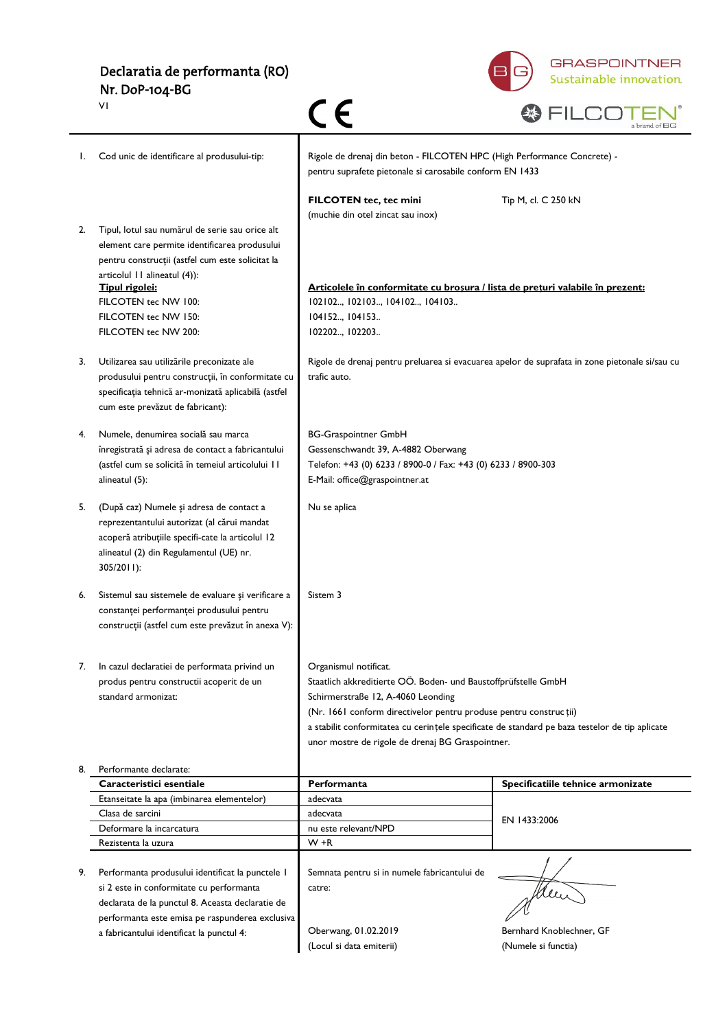# Declaratia de performanta (RO)

## Nr. DoP-104-BG

V1

CE

GRASPOINTNER Sustainable innovation.

FILCOTEN® a brand of BG

1. Cod unic de identificare al produsului-tip:

   Rigole de drenaj din beton - FILCOTEN HPC (High Performance Concrete) - pentru suprafete pietonale si carosabile conform EN 1433

   **FILCOTEN tec, tec mini** (muchie din otel zincat sau inox) — Tip M, cl. C 250 kN

2. Tipul, lotul sau numărul de serie sau orice alt element care permite identificarea produsului pentru construcții (astfel cum este solicitat la articolul 11 alineatul (4)):

   **<u>Tipul rigolei:</u>** — **<u>Articolele în conformitate cu broșura / lista de prețuri valabile în prezent:</u>**

   FILCOTEN tec NW 100: 102102.., 102103.., 104102.., 104103..
   FILCOTEN tec NW 150: 104152.., 104153..
   FILCOTEN tec NW 200: 102202.., 102203..

3. Utilizarea sau utilizările preconizate ale produsului pentru construcții, în conformitate cu specificația tehnică ar-monizată aplicabilă (astfel cum este prevăzut de fabricant):

   Rigole de drenaj pentru preluarea si evacuarea apelor de suprafata in zone pietonale si/sau cu trafic auto.

4. Numele, denumirea socială sau marca înregistrată și adresa de contact a fabricantului (astfel cum se solicită în temeiul articolului 11 alineatul (5):

   BG-Graspointner GmbH
   Gessenschwandt 39, A-4882 Oberwang
   Telefon: +43 (0) 6233 / 8900-0 / Fax: +43 (0) 6233 / 8900-303
   E-Mail: office@graspointner.at

5. (După caz) Numele și adresa de contact a reprezentantului autorizat (al cărui mandat acoperă atribuțiile specifi-cate la articolul 12 alineatul (2) din Regulamentul (UE) nr. 305/2011):

   Nu se aplica

6. Sistemul sau sistemele de evaluare și verificare a constanței performanței produsului pentru construcții (astfel cum este prevăzut în anexa V):

   Sistem 3

7. In cazul declaratiei de performata privind un produs pentru constructii acoperit de un standard armonizat:

   Organismul notificat.
   Staatlich akkreditierte OÖ. Boden- und Baustoffprüfstelle GmbH
   Schirmerstraße 12, A-4060 Leonding
   (Nr. 1661 conform directivelor pentru produse pentru construc ții)
   a stabilit conformitatea cu cerințele specificate de standard pe baza testelor de tip aplicate unor mostre de rigole de drenaj BG Graspointner.

8. Performante declarate:

| Caracteristici esentiale | Performanta | Specificatiile tehnice armonizate |
|---|---|---|
| Etanseitate la apa (imbinarea elementelor) | adecvata | EN 1433:2006 |
| Clasa de sarcini | adecvata | |
| Deformare la incarcatura | nu este relevant/NPD | |
| Rezistenta la uzura | W +R | |

9. Performanta produsului identificat la punctele 1 si 2 este in conformitate cu performanta declarata de la punctul 8. Aceasta declaratie de performanta este emisa pe raspunderea exclusiva a fabricantului identificat la punctul 4:

   Semnata pentru si in numele fabricantului de catre:

   Oberwang, 01.02.2019
   (Locul si data emiterii)

   Bernhard Knoblechner, GF
   (Numele si functia)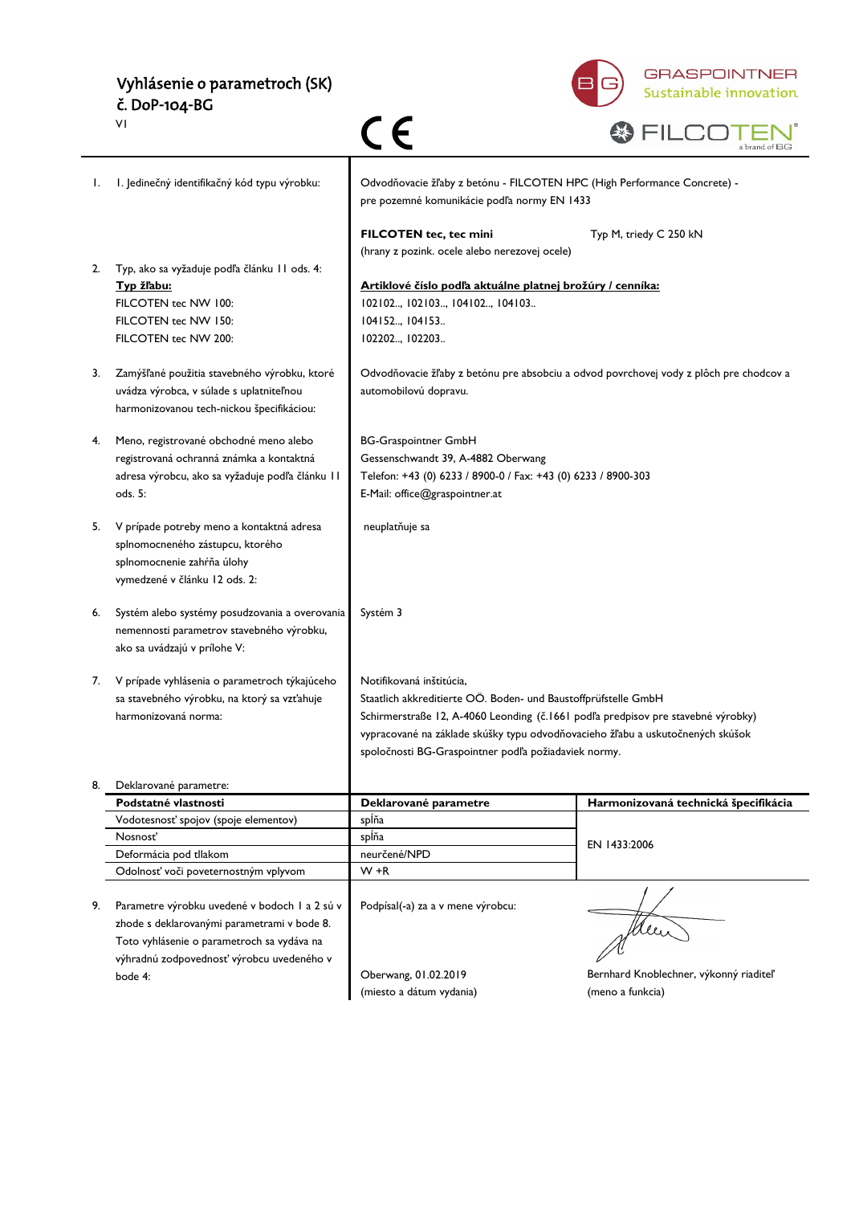# Vyhlásenie o parametroch (SK)
## č. DoP-104-BG
V1

CE

GRASPOINTNER
Sustainable innovation.

FILCOTEN®
a brand of BG

| | | |
|---|---|---|
| 1. | I. Jedinečný identifikačný kód typu výrobku: | Odvodňovacie žľaby z betónu - FILCOTEN HPC (High Performance Concrete) - pre pozemné komunikácie podľa normy EN 1433<br><br>**FILCOTEN tec, tec mini** Typ M, triedy C 250 kN<br>(hrany z pozink. ocele alebo nerezovej ocele) |
| 2. | Typ, ako sa vyžaduje podľa článku 11 ods. 4:<br>**Typ žľabu:**<br>FILCOTEN tec NW 100:<br>FILCOTEN tec NW 150:<br>FILCOTEN tec NW 200: | **Artiklové číslo podľa aktuálne platnej brožúry / cenníka:**<br>102102.., 102103.., 104102.., 104103..<br>104152.., 104153..<br>102202.., 102203.. |
| 3. | Zamýšľané použitia stavebného výrobku, ktoré uvádza výrobca, v súlade s uplatniteľnou harmonizovanou tech-nickou špecifikáciou: | Odvodňovacie žľaby z betónu pre absobciu a odvod povrchovej vody z plôch pre chodcov a automobilovú dopravu. |
| 4. | Meno, registrované obchodné meno alebo registrovaná ochranná známka a kontaktná adresa výrobcu, ako sa vyžaduje podľa článku 11 ods. 5: | BG-Graspointner GmbH<br>Gessenschwandt 39, A-4882 Oberwang<br>Telefon: +43 (0) 6233 / 8900-0 / Fax: +43 (0) 6233 / 8900-303<br>E-Mail: office@graspointner.at |
| 5. | V prípade potreby meno a kontaktná adresa splnomocneného zástupcu, ktorého splnomocnenie zahŕňa úlohy vymedzené v článku 12 ods. 2: | neuplatňuje sa |
| 6. | Systém alebo systémy posudzovania a overovania nemennosti parametrov stavebného výrobku, ako sa uvádzajú v prílohe V: | Systém 3 |
| 7. | V prípade vyhlásenia o parametroch týkajúceho sa stavebného výrobku, na ktorý sa vzťahuje harmonizovaná norma: | Notifikovaná inštitúcia,<br>Staatlich akkreditierte OÖ. Boden- und Baustoffprüfstelle GmbH<br>Schirmerstraße 12, A-4060 Leonding (č.1661 podľa predpisov pre stavebné výrobky)<br>vypracované na základe skúšky typu odvodňovacieho žľabu a uskutočnených skúšok spoločnosti BG-Graspointner podľa požiadaviek normy. |

8. Deklarované parametre:

| Podstatné vlastnosti | Deklarované parametre | Harmonizovaná technická špecifikácia |
|---|---|---|
| Vodotesnosť spojov (spoje elementov) | spĺňa | EN 1433:2006 |
| Nosnosť | spĺňa | |
| Deformácia pod tlakom | neurčené/NPD | |
| Odolnosť voči poveternostným vplyvom | W +R | |

9. Parametre výrobku uvedené v bodoch 1 a 2 sú v zhode s deklarovanými parametrami v bode 8. Toto vyhlásenie o parametroch sa vydáva na výhradnú zodpovednosť výrobcu uvedeného v bode 4:

Podpísal(-a) za a v mene výrobcu:

Oberwang, 01.02.2019
(miesto a dátum vydania)

Bernhard Knoblechner, výkonný riaditeľ
(meno a funkcia)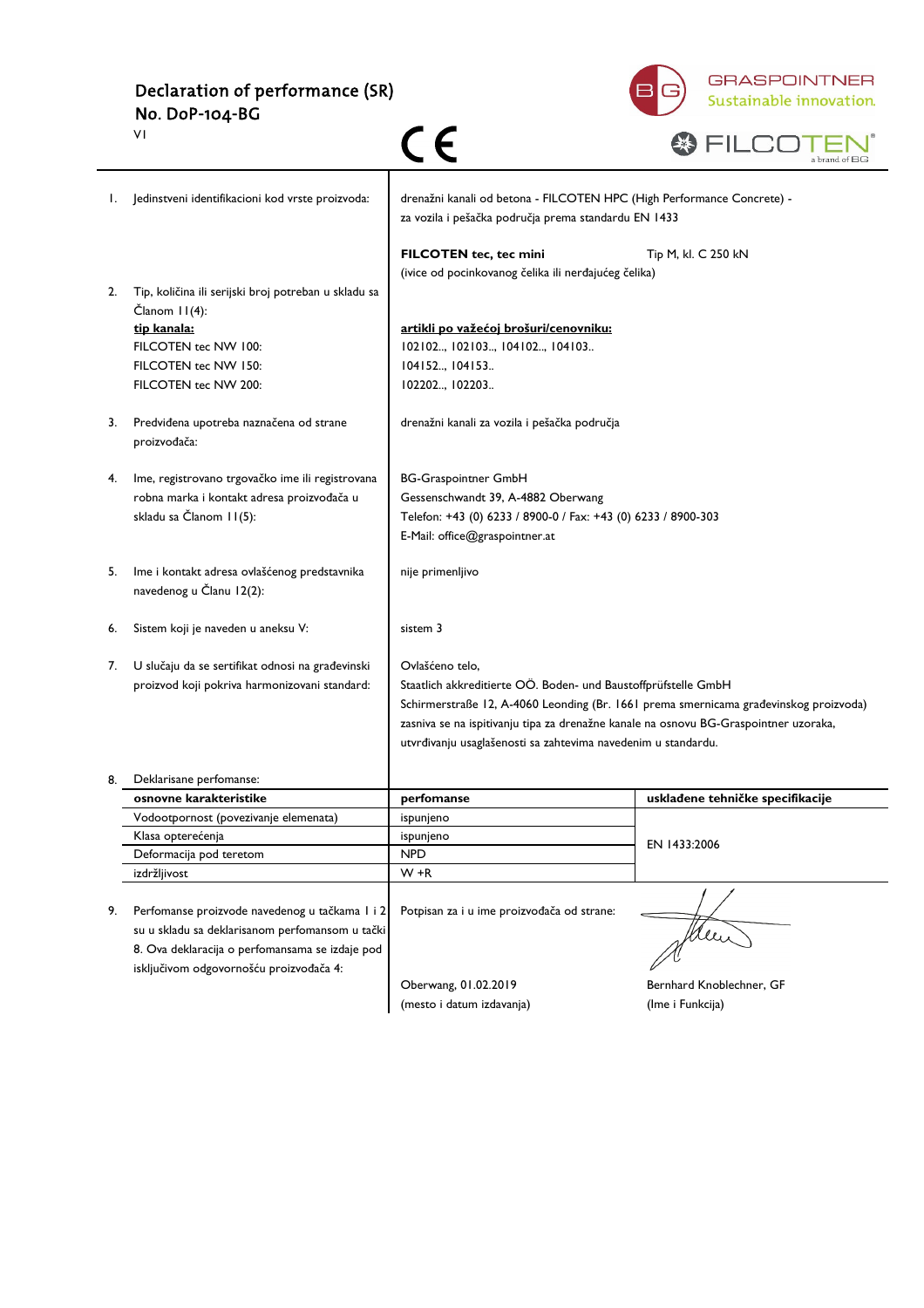# Declaration of performance (SR)
## No. DoP-104-BG
V1

CE

GRASPOINTNER Sustainable innovation.
FILCOTEN® a brand of BG

| | | |
|---|---|---|
| 1. | Jedinstveni identifikacioni kod vrste proizvoda: | drenažni kanali od betona - FILCOTEN HPC (High Performance Concrete) - za vozila i pešačka područja prema standardu EN 1433<br><br>**FILCOTEN tec, tec mini** Tip M, kl. C 250 kN<br>(ivice od pocinkovanog čelika ili nerđajućeg čelika) |
| 2. | Tip, količina ili serijski broj potreban u skladu sa Članom 11(4):<br>**tip kanala:**<br>FILCOTEN tec NW 100:<br>FILCOTEN tec NW 150:<br>FILCOTEN tec NW 200: | <br><br>**artikli po važećoj brošuri/cenovniku:**<br>102102.., 102103.., 104102.., 104103..<br>104152.., 104153..<br>102202.., 102203.. |
| 3. | Predviđena upotreba naznačena od strane proizvođača: | drenažni kanali za vozila i pešačka područja |
| 4. | Ime, registrovano trgovačko ime ili registrovana robna marka i kontakt adresa proizvođača u skladu sa Članom 11(5): | BG-Graspointner GmbH<br>Gessenschwandt 39, A-4882 Oberwang<br>Telefon: +43 (0) 6233 / 8900-0 / Fax: +43 (0) 6233 / 8900-303<br>E-Mail: office@graspointner.at |
| 5. | Ime i kontakt adresa ovlašćenog predstavnika navedenog u Članu 12(2): | nije primenljivo |
| 6. | Sistem koji je naveden u aneksu V: | sistem 3 |
| 7. | U slučaju da se sertifikat odnosi na građevinski proizvod koji pokriva harmonizovani standard: | Ovlašćeno telo,<br>Staatlich akkreditierte OÖ. Boden- und Baustoffprüfstelle GmbH<br>Schirmerstraße 12, A-4060 Leonding (Br. 1661 prema smernicama građevinskog proizvoda)<br>zasniva se na ispitivanju tipa za drenažne kanale na osnovu BG-Graspointner uzoraka, utvrđivanju usaglašenosti sa zahtevima navedenim u standardu. |

8. Deklarisane perfomanse:

| osnovne karakteristike | perfomanse | usklađene tehničke specifikacije |
|---|---|---|
| Vodootpornost (povezivanje elemenata) | ispunjeno | EN 1433:2006 |
| Klasa opterećenja | ispunjeno | |
| Deformacija pod teretom | NPD | |
| izdržljivost | W +R | |

9. Perfomanse proizvode navedenog u tačkama 1 i 2 su u skladu sa deklarisanom perfomansom u tački 8. Ova deklaracija o perfomansama se izdaje pod isključivom odgovornošću proizvođača 4:

Potpisan za i u ime proizvođača od strane:

Oberwang, 01.02.2019
(mesto i datum izdavanja)

Bernhard Knoblechner, GF
(Ime i Funkcija)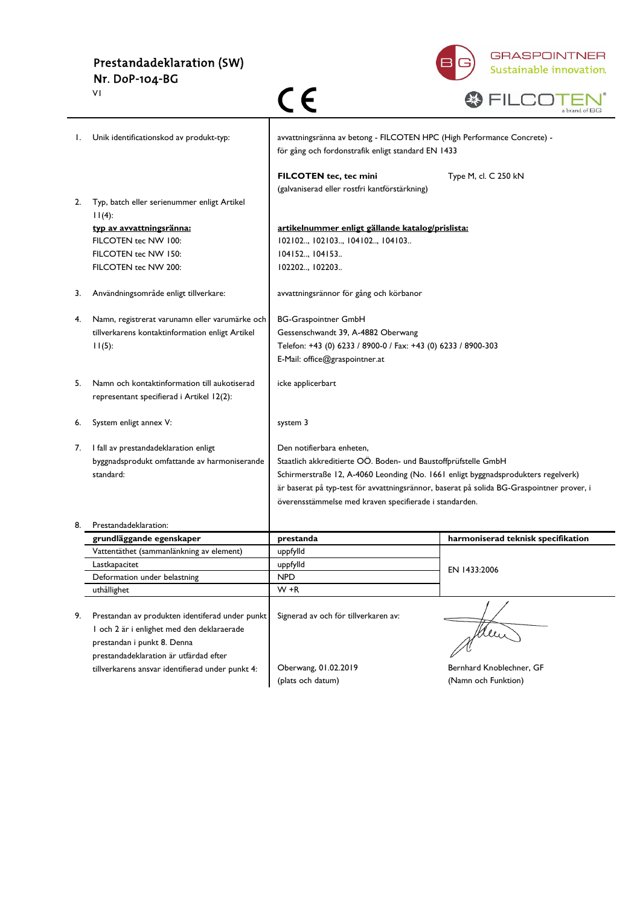# Prestandadeklaration (SW)

## Nr. DoP-104-BG

V1

GRASPOINTNER
Sustainable innovation.

FILCOTEN®
a brand of BG

CE

| | | |
|---|---|---|
| 1. Unik identificationskod av produkt-typ: | avvattningsränna av betong - FILCOTEN HPC (High Performance Concrete) - för gång och fordonstrafik enligt standard EN 1433 | |
| | **FILCOTEN tec, tec mini** (galvaniserad eller rostfri kantförstärkning) | Type M, cl. C 250 kN |
| 2. Typ, batch eller serienummer enligt Artikel 11(4): | | |
| <u>**typ av avvattningsränna:**</u> | <u>**artikelnummer enligt gällande katalog/prislista:**</u> | |
| FILCOTEN tec NW 100: | 102102.., 102103.., 104102.., 104103.. | |
| FILCOTEN tec NW 150: | 104152.., 104153.. | |
| FILCOTEN tec NW 200: | 102202.., 102203.. | |
| 3. Användningsområde enligt tillverkare: | avvattningsrännor för gång och körbanor | |
| 4. Namn, registrerat varunamn eller varumärke och tillverkarens kontaktinformation enligt Artikel 11(5): | BG-Graspointner GmbH<br>Gessenschwandt 39, A-4882 Oberwang<br>Telefon: +43 (0) 6233 / 8900-0 / Fax: +43 (0) 6233 / 8900-303<br>E-Mail: office@graspointner.at | |
| 5. Namn och kontaktinformation till aukotiserad representant specifierad i Artikel 12(2): | icke applicerbart | |
| 6. System enligt annex V: | system 3 | |
| 7. I fall av prestandadeklaration enligt byggnadsprodukt omfattande av harmoniserande standard: | Den notifierbara enheten,<br>Staatlich akkreditierte OÖ. Boden- und Baustoffprüfstelle GmbH<br>Schirmerstraße 12, A-4060 Leonding (No. 1661 enligt byggnadsprodukters regelverk)<br>är baserat på typ-test för avvattningsrännor, baserat på solida BG-Graspointner prover, i överensstämmelse med kraven specifierade i standarden. | |

8. Prestandadeklaration:

| **grundläggande egenskaper** | **prestanda** | **harmoniserad teknisk specifikation** |
|---|---|---|
| Vattentäthet (sammanlänkning av element) | uppfylld | EN 1433:2006 |
| Lastkapacitet | uppfylld | |
| Deformation under belastning | NPD | |
| uthållighet | W +R | |

| | | |
|---|---|---|
| 9. Prestandan av produkten identiferad under punkt 1 och 2 är i enlighet med den deklaraerade prestandan i punkt 8. Denna prestandadeklaration är utfärdad efter tillverkarens ansvar identifierad under punkt 4: | Signerad av och för tillverkaren av:<br><br>Oberwang, 01.02.2019<br>(plats och datum) | Bernhard Knoblechner, GF<br>(Namn och Funktion) |